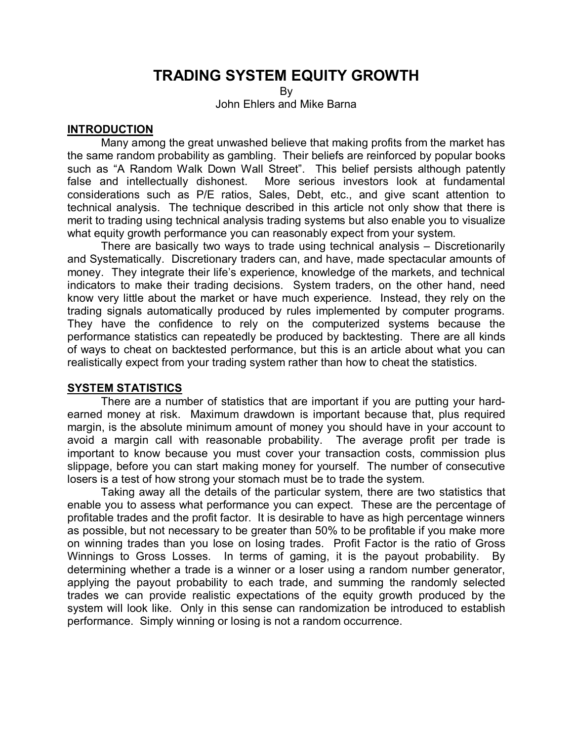# TRADING SYSTEM EQUITY GROWTH

By

John Ehlers and Mike Barna

## INTRODUCTION

Many among the great unwashed believe that making profits from the market has the same random probability as gambling. Their beliefs are reinforced by popular books such as "A Random Walk Down Wall Street". This belief persists although patently false and intellectually dishonest. More serious investors look at fundamental considerations such as P/E ratios, Sales, Debt, etc., and give scant attention to technical analysis. The technique described in this article not only show that there is merit to trading using technical analysis trading systems but also enable you to visualize what equity growth performance you can reasonably expect from your system.

There are basically two ways to trade using technical analysis – Discretionarily and Systematically. Discretionary traders can, and have, made spectacular amounts of money. They integrate their life's experience, knowledge of the markets, and technical indicators to make their trading decisions. System traders, on the other hand, need know very little about the market or have much experience. Instead, they rely on the trading signals automatically produced by rules implemented by computer programs. They have the confidence to rely on the computerized systems because the performance statistics can repeatedly be produced by backtesting. There are all kinds of ways to cheat on backtested performance, but this is an article about what you can realistically expect from your trading system rather than how to cheat the statistics.

## SYSTEM STATISTICS

There are a number of statistics that are important if you are putting your hard-earned money at risk. Maximum drawdown is important because that, plus required margin, is the absolute minimum amount of money you should have in your account to avoid a margin call with reasonable probability. The average profit per trade is important to know because you must cover your transaction costs, commission plus slippage, before you can start making money for yourself. The number of consecutive losers is a test of how strong your stomach must be to trade the system.

Taking away all the details of the particular system, there are two statistics that enable you to assess what performance you can expect. These are the percentage of profitable trades and the profit factor. It is desirable to have as high percentage winners as possible, but not necessary to be greater than 50% to be profitable if you make more on winning trades than you lose on losing trades. Profit Factor is the ratio of Gross Winnings to Gross Losses. In terms of gaming, it is the payout probability. By determining whether a trade is a winner or a loser using a random number generator, applying the payout probability to each trade, and summing the randomly selected trades we can provide realistic expectations of the equity growth produced by the system will look like. Only in this sense can randomization be introduced to establish performance. Simply winning or losing is not a random occurrence.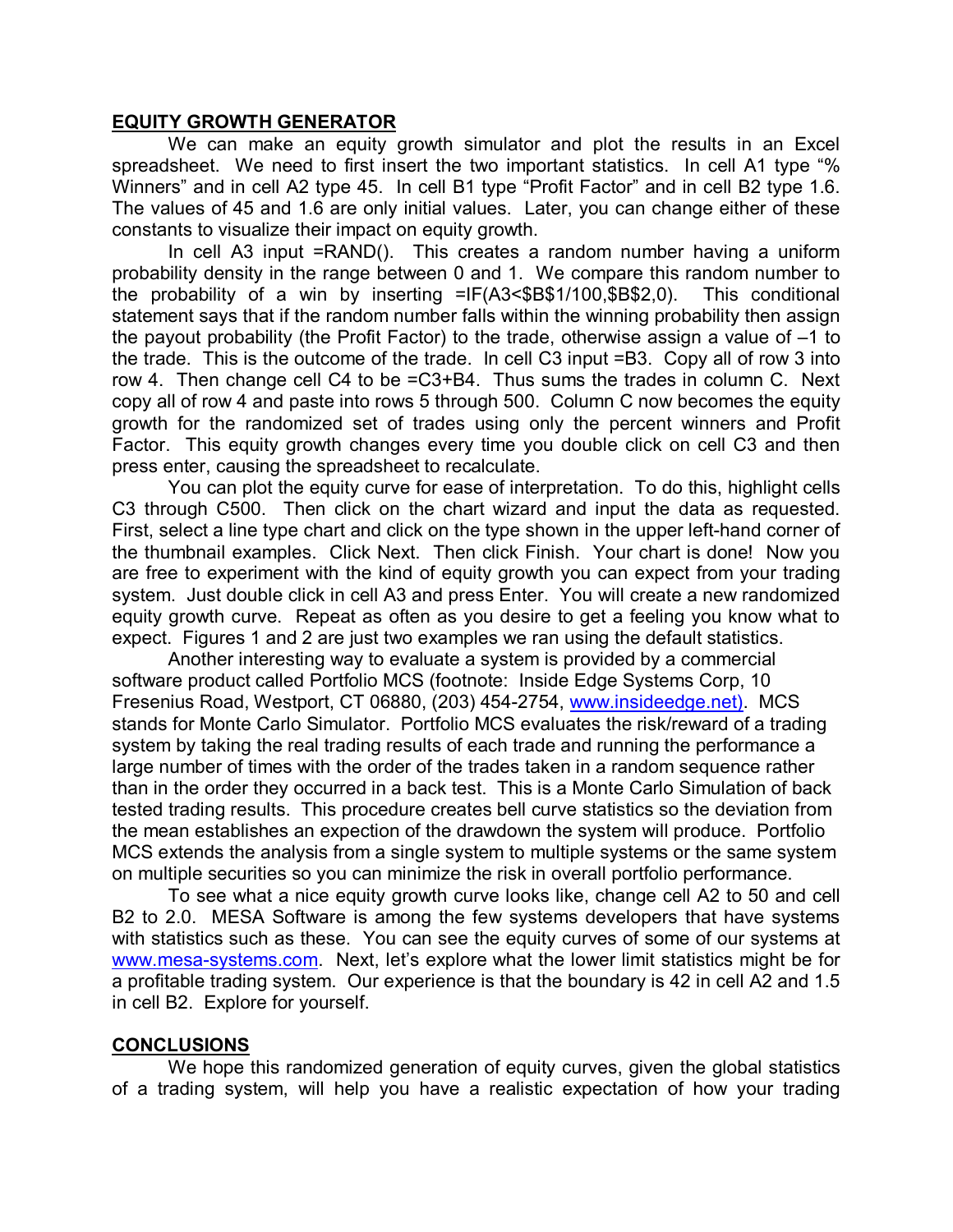## EQUITY GROWTH GENERATOR

We can make an equity growth simulator and plot the results in an Excel spreadsheet. We need to first insert the two important statistics. In cell A1 type "% Winners" and in cell A2 type 45. In cell B1 type "Profit Factor" and in cell B2 type 1.6. The values of 45 and 1.6 are only initial values. Later, you can change either of these constants to visualize their impact on equity growth.

In cell A3 input =RAND(). This creates a random number having a uniform probability density in the range between 0 and 1. We compare this random number to the probability of a win by inserting =IF(A3<$B$1/100,$B$2,0). This conditional statement says that if the random number falls within the winning probability then assign the payout probability (the Profit Factor) to the trade, otherwise assign a value of –1 to the trade. This is the outcome of the trade. In cell C3 input =B3. Copy all of row 3 into row 4. Then change cell C4 to be =C3+B4. Thus sums the trades in column C. Next copy all of row 4 and paste into rows 5 through 500. Column C now becomes the equity growth for the randomized set of trades using only the percent winners and Profit Factor. This equity growth changes every time you double click on cell C3 and then press enter, causing the spreadsheet to recalculate.

You can plot the equity curve for ease of interpretation. To do this, highlight cells C3 through C500. Then click on the chart wizard and input the data as requested. First, select a line type chart and click on the type shown in the upper left-hand corner of the thumbnail examples. Click Next. Then click Finish. Your chart is done! Now you are free to experiment with the kind of equity growth you can expect from your trading system. Just double click in cell A3 and press Enter. You will create a new randomized equity growth curve. Repeat as often as you desire to get a feeling you know what to expect. Figures 1 and 2 are just two examples we ran using the default statistics.

Another interesting way to evaluate a system is provided by a commercial software product called Portfolio MCS (footnote: Inside Edge Systems Corp, 10 Fresenius Road, Westport, CT 06880, (203) 454-2754, www.insideedge.net). MCS stands for Monte Carlo Simulator. Portfolio MCS evaluates the risk/reward of a trading system by taking the real trading results of each trade and running the performance a large number of times with the order of the trades taken in a random sequence rather than in the order they occurred in a back test. This is a Monte Carlo Simulation of back tested trading results. This procedure creates bell curve statistics so the deviation from the mean establishes an expection of the drawdown the system will produce. Portfolio MCS extends the analysis from a single system to multiple systems or the same system on multiple securities so you can minimize the risk in overall portfolio performance.

To see what a nice equity growth curve looks like, change cell A2 to 50 and cell B2 to 2.0. MESA Software is among the few systems developers that have systems with statistics such as these. You can see the equity curves of some of our systems at www.mesa-systems.com. Next, let's explore what the lower limit statistics might be for a profitable trading system. Our experience is that the boundary is 42 in cell A2 and 1.5 in cell B2. Explore for yourself.

## CONCLUSIONS

We hope this randomized generation of equity curves, given the global statistics of a trading system, will help you have a realistic expectation of how your trading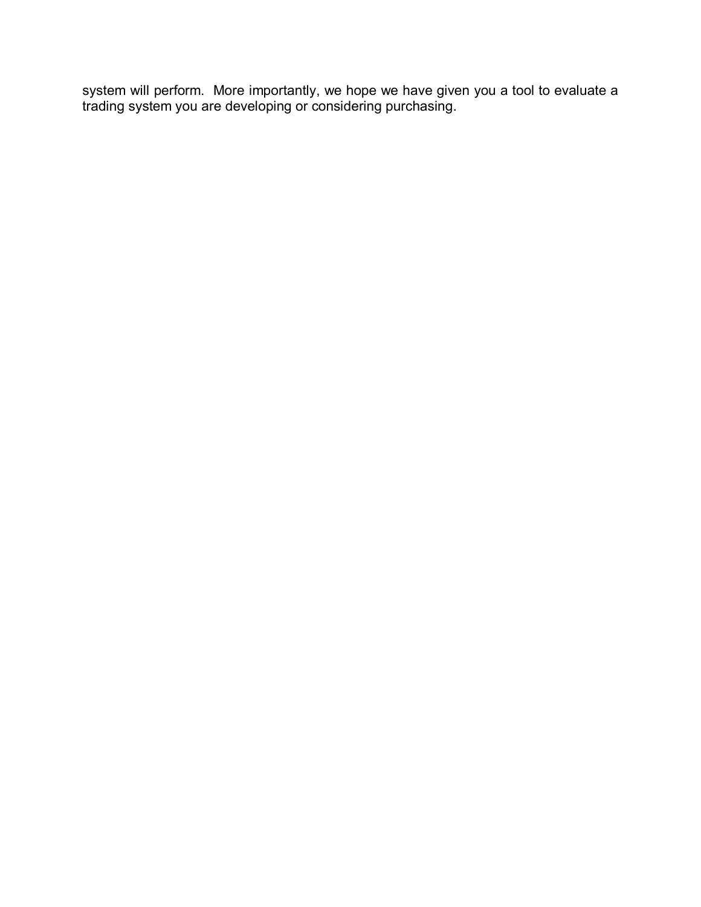system will perform. More importantly, we hope we have given you a tool to evaluate a trading system you are developing or considering purchasing.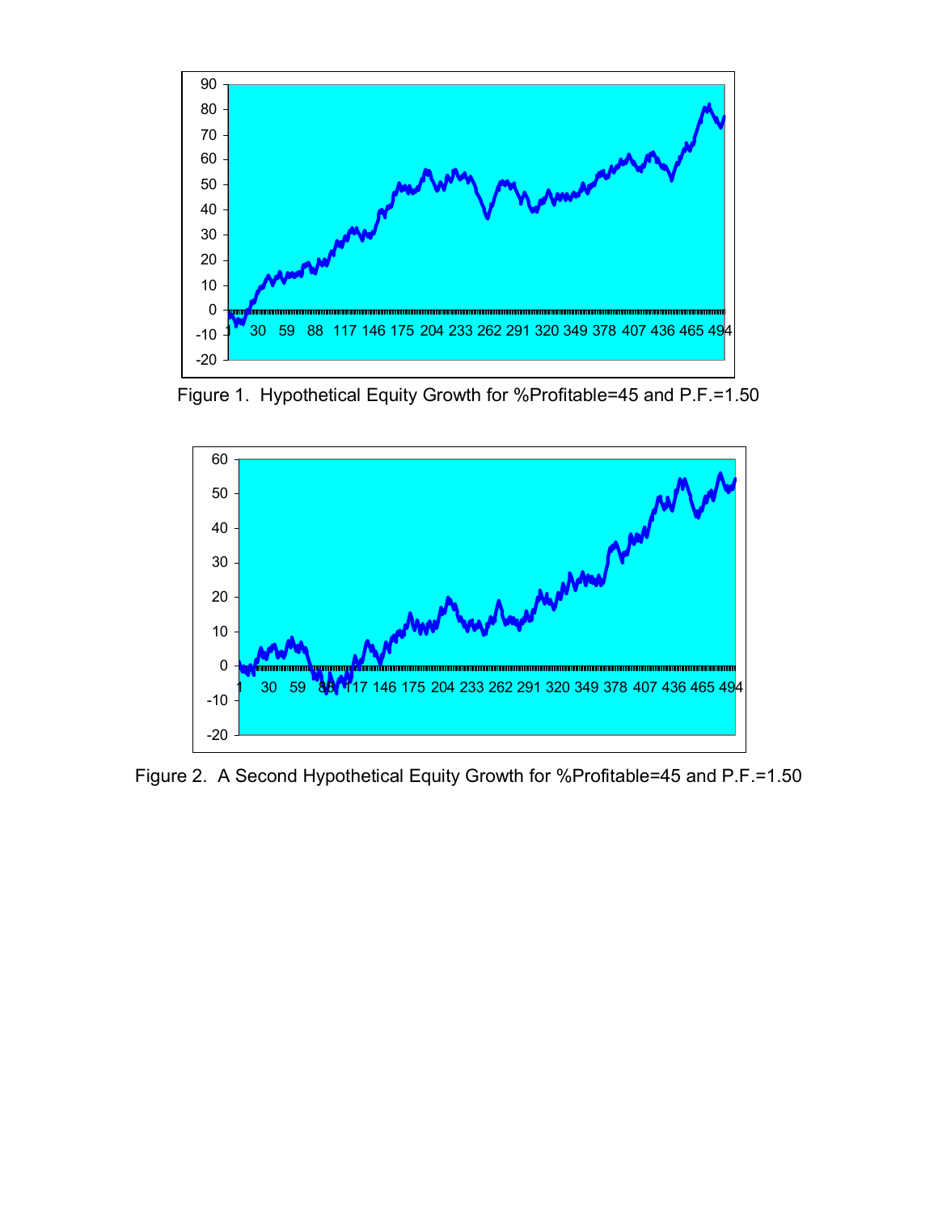90
80
70
60
50
40
30
20
10
0
-10
-20

1 30 59 88 117 146 175 204 233 262 291 320 349 378 407 436 465 494

Figure 1. Hypothetical Equity Growth for %Profitable=45 and P.F.=1.50

60
50
40
30
20
10
0
-10
-20

1 30 59 88 117 146 175 204 233 262 291 320 349 378 407 436 465 494

Figure 2. A Second Hypothetical Equity Growth for %Profitable=45 and P.F.=1.50